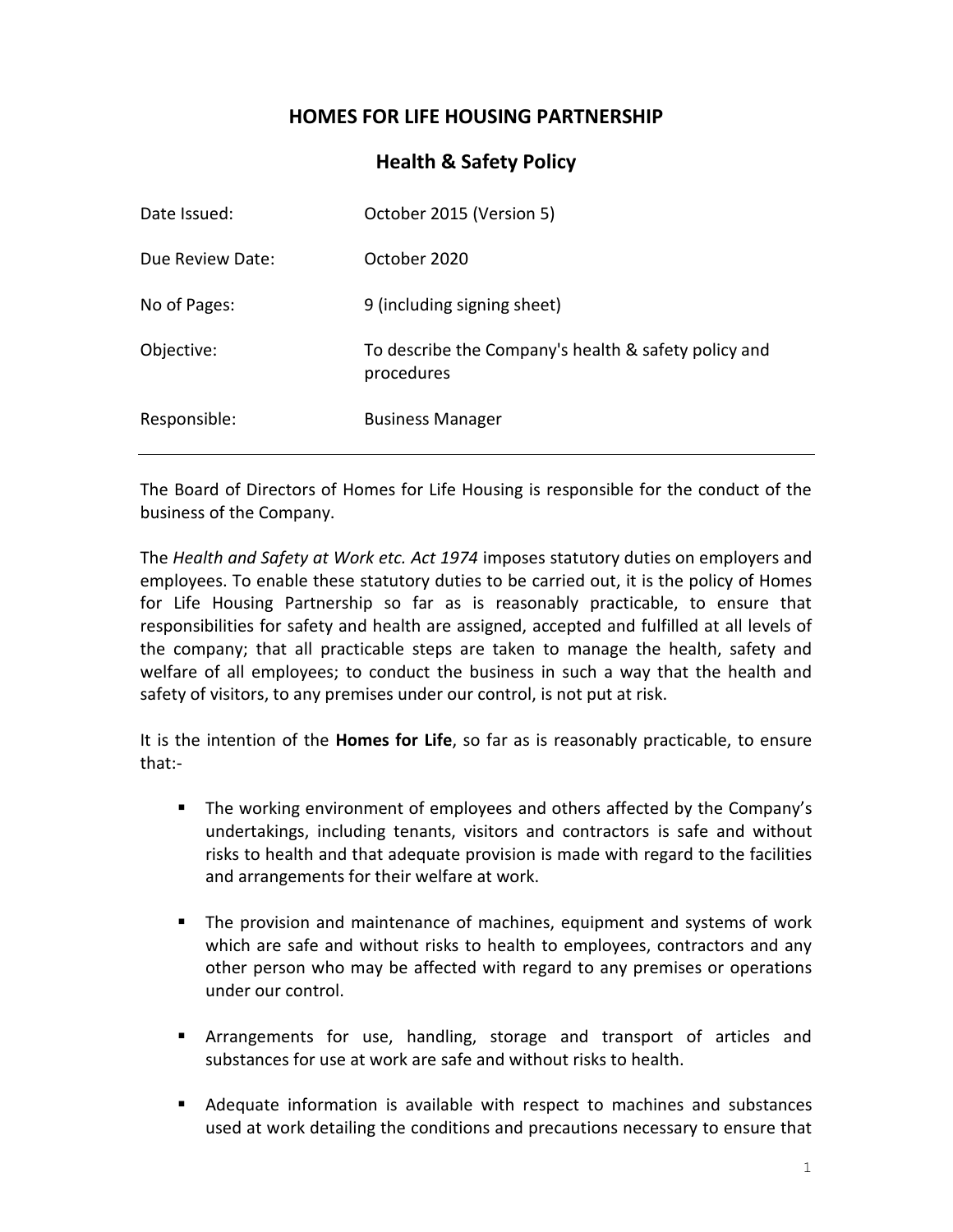# HOMES FOR LIFE HOUSING PARTNERSHIP

## Health & Safety Policy

| | |
|---|---|
| Date Issued: | October 2015 (Version 5) |
| Due Review Date: | October 2020 |
| No of Pages: | 9 (including signing sheet) |
| Objective: | To describe the Company's health & safety policy and procedures |
| Responsible: | Business Manager |

---

The Board of Directors of Homes for Life Housing is responsible for the conduct of the business of the Company.

The *Health and Safety at Work etc. Act 1974* imposes statutory duties on employers and employees. To enable these statutory duties to be carried out, it is the policy of Homes for Life Housing Partnership so far as is reasonably practicable, to ensure that responsibilities for safety and health are assigned, accepted and fulfilled at all levels of the company; that all practicable steps are taken to manage the health, safety and welfare of all employees; to conduct the business in such a way that the health and safety of visitors, to any premises under our control, is not put at risk.

It is the intention of the **Homes for Life**, so far as is reasonably practicable, to ensure that:-

- The working environment of employees and others affected by the Company's undertakings, including tenants, visitors and contractors is safe and without risks to health and that adequate provision is made with regard to the facilities and arrangements for their welfare at work.

- The provision and maintenance of machines, equipment and systems of work which are safe and without risks to health to employees, contractors and any other person who may be affected with regard to any premises or operations under our control.

- Arrangements for use, handling, storage and transport of articles and substances for use at work are safe and without risks to health.

- Adequate information is available with respect to machines and substances used at work detailing the conditions and precautions necessary to ensure that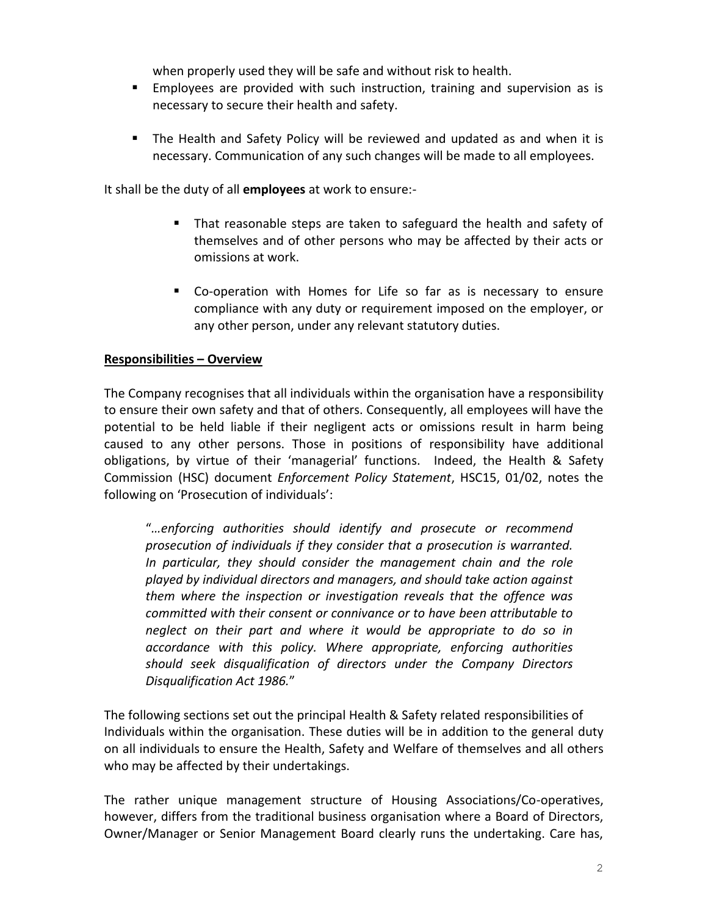when properly used they will be safe and without risk to health.

- Employees are provided with such instruction, training and supervision as is necessary to secure their health and safety.
- The Health and Safety Policy will be reviewed and updated as and when it is necessary. Communication of any such changes will be made to all employees.

It shall be the duty of all **employees** at work to ensure:-

- That reasonable steps are taken to safeguard the health and safety of themselves and of other persons who may be affected by their acts or omissions at work.
- Co-operation with Homes for Life so far as is necessary to ensure compliance with any duty or requirement imposed on the employer, or any other person, under any relevant statutory duties.

**Responsibilities – Overview**

The Company recognises that all individuals within the organisation have a responsibility to ensure their own safety and that of others. Consequently, all employees will have the potential to be held liable if their negligent acts or omissions result in harm being caused to any other persons. Those in positions of responsibility have additional obligations, by virtue of their 'managerial' functions. Indeed, the Health & Safety Commission (HSC) document *Enforcement Policy Statement*, HSC15, 01/02, notes the following on 'Prosecution of individuals':

> "*…enforcing authorities should identify and prosecute or recommend prosecution of individuals if they consider that a prosecution is warranted. In particular, they should consider the management chain and the role played by individual directors and managers, and should take action against them where the inspection or investigation reveals that the offence was committed with their consent or connivance or to have been attributable to neglect on their part and where it would be appropriate to do so in accordance with this policy. Where appropriate, enforcing authorities should seek disqualification of directors under the Company Directors Disqualification Act 1986.*"

The following sections set out the principal Health & Safety related responsibilities of Individuals within the organisation. These duties will be in addition to the general duty on all individuals to ensure the Health, Safety and Welfare of themselves and all others who may be affected by their undertakings.

The rather unique management structure of Housing Associations/Co-operatives, however, differs from the traditional business organisation where a Board of Directors, Owner/Manager or Senior Management Board clearly runs the undertaking. Care has,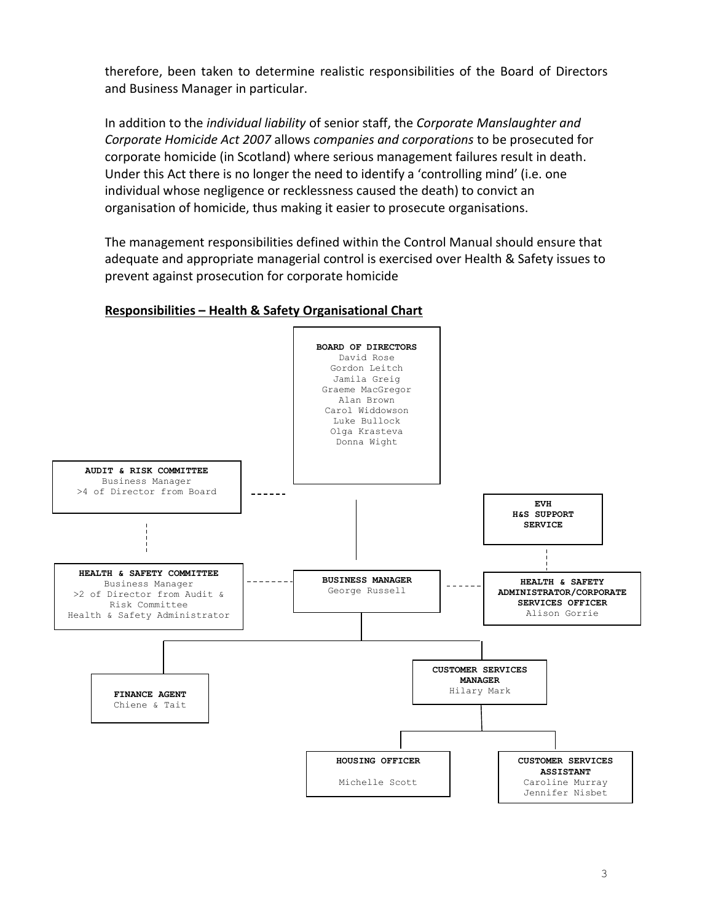therefore, been taken to determine realistic responsibilities of the Board of Directors and Business Manager in particular.

In addition to the *individual liability* of senior staff, the *Corporate Manslaughter and Corporate Homicide Act 2007* allows *companies and corporations* to be prosecuted for corporate homicide (in Scotland) where serious management failures result in death. Under this Act there is no longer the need to identify a 'controlling mind' (i.e. one individual whose negligence or recklessness caused the death) to convict an organisation of homicide, thus making it easier to prosecute organisations.

The management responsibilities defined within the Control Manual should ensure that adequate and appropriate managerial control is exercised over Health & Safety issues to prevent against prosecution for corporate homicide

## Responsibilities – Health & Safety Organisational Chart

**BOARD OF DIRECTORS**
David Rose
Gordon Leitch
Jamila Greig
Graeme MacGregor
Alan Brown
Carol Widdowson
Luke Bullock
Olga Krasteva
Donna Wight

**AUDIT & RISK COMMITTEE**
Business Manager
>4 of Director from Board

**EVH H&S SUPPORT SERVICE**

**HEALTH & SAFETY COMMITTEE**
Business Manager
>2 of Director from Audit & Risk Committee
Health & Safety Administrator

**BUSINESS MANAGER**
George Russell

**HEALTH & SAFETY ADMINISTRATOR/CORPORATE SERVICES OFFICER**
Alison Gorrie

**FINANCE AGENT**
Chiene & Tait

**CUSTOMER SERVICES MANAGER**
Hilary Mark

**HOUSING OFFICER**
Michelle Scott

**CUSTOMER SERVICES ASSISTANT**
Caroline Murray
Jennifer Nisbet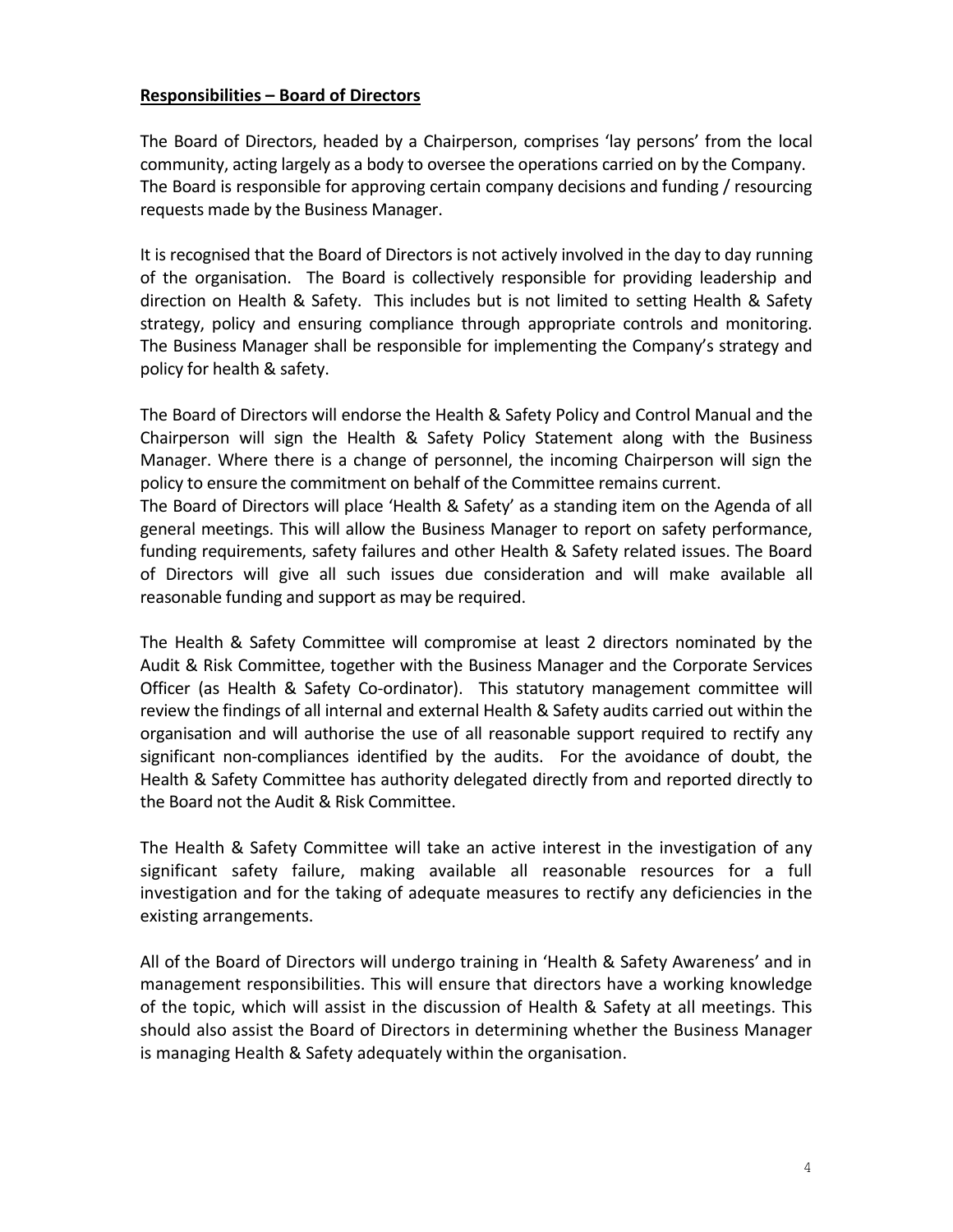**Responsibilities – Board of Directors**

The Board of Directors, headed by a Chairperson, comprises 'lay persons' from the local community, acting largely as a body to oversee the operations carried on by the Company. The Board is responsible for approving certain company decisions and funding / resourcing requests made by the Business Manager.

It is recognised that the Board of Directors is not actively involved in the day to day running of the organisation. The Board is collectively responsible for providing leadership and direction on Health & Safety. This includes but is not limited to setting Health & Safety strategy, policy and ensuring compliance through appropriate controls and monitoring. The Business Manager shall be responsible for implementing the Company's strategy and policy for health & safety.

The Board of Directors will endorse the Health & Safety Policy and Control Manual and the Chairperson will sign the Health & Safety Policy Statement along with the Business Manager. Where there is a change of personnel, the incoming Chairperson will sign the policy to ensure the commitment on behalf of the Committee remains current.

The Board of Directors will place 'Health & Safety' as a standing item on the Agenda of all general meetings. This will allow the Business Manager to report on safety performance, funding requirements, safety failures and other Health & Safety related issues. The Board of Directors will give all such issues due consideration and will make available all reasonable funding and support as may be required.

The Health & Safety Committee will compromise at least 2 directors nominated by the Audit & Risk Committee, together with the Business Manager and the Corporate Services Officer (as Health & Safety Co-ordinator). This statutory management committee will review the findings of all internal and external Health & Safety audits carried out within the organisation and will authorise the use of all reasonable support required to rectify any significant non-compliances identified by the audits. For the avoidance of doubt, the Health & Safety Committee has authority delegated directly from and reported directly to the Board not the Audit & Risk Committee.

The Health & Safety Committee will take an active interest in the investigation of any significant safety failure, making available all reasonable resources for a full investigation and for the taking of adequate measures to rectify any deficiencies in the existing arrangements.

All of the Board of Directors will undergo training in 'Health & Safety Awareness' and in management responsibilities. This will ensure that directors have a working knowledge of the topic, which will assist in the discussion of Health & Safety at all meetings. This should also assist the Board of Directors in determining whether the Business Manager is managing Health & Safety adequately within the organisation.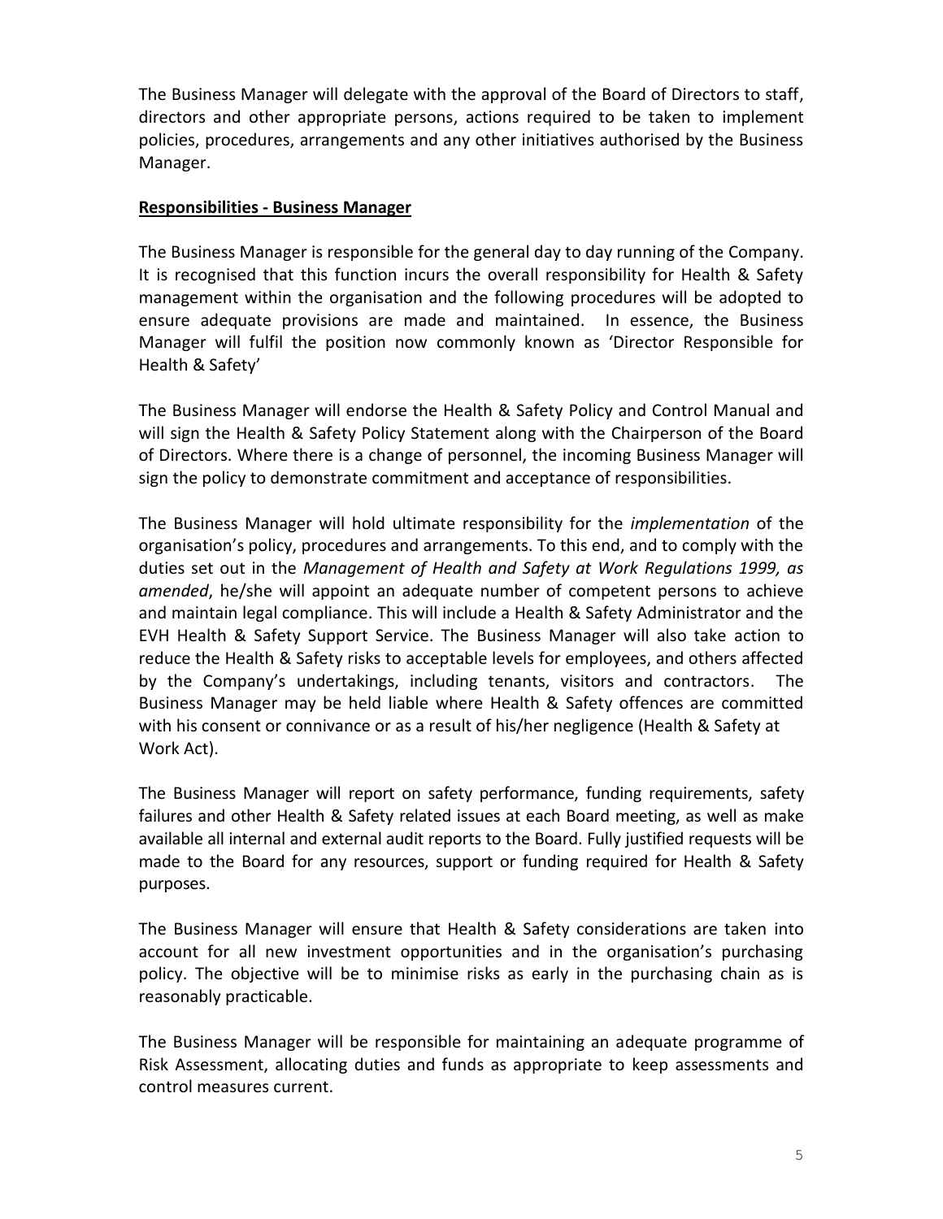The Business Manager will delegate with the approval of the Board of Directors to staff, directors and other appropriate persons, actions required to be taken to implement policies, procedures, arrangements and any other initiatives authorised by the Business Manager.

**<u>Responsibilities - Business Manager</u>**

The Business Manager is responsible for the general day to day running of the Company. It is recognised that this function incurs the overall responsibility for Health & Safety management within the organisation and the following procedures will be adopted to ensure adequate provisions are made and maintained. In essence, the Business Manager will fulfil the position now commonly known as 'Director Responsible for Health & Safety'

The Business Manager will endorse the Health & Safety Policy and Control Manual and will sign the Health & Safety Policy Statement along with the Chairperson of the Board of Directors. Where there is a change of personnel, the incoming Business Manager will sign the policy to demonstrate commitment and acceptance of responsibilities.

The Business Manager will hold ultimate responsibility for the *implementation* of the organisation's policy, procedures and arrangements. To this end, and to comply with the duties set out in the *Management of Health and Safety at Work Regulations 1999, as amended*, he/she will appoint an adequate number of competent persons to achieve and maintain legal compliance. This will include a Health & Safety Administrator and the EVH Health & Safety Support Service. The Business Manager will also take action to reduce the Health & Safety risks to acceptable levels for employees, and others affected by the Company's undertakings, including tenants, visitors and contractors. The Business Manager may be held liable where Health & Safety offences are committed with his consent or connivance or as a result of his/her negligence (Health & Safety at Work Act).

The Business Manager will report on safety performance, funding requirements, safety failures and other Health & Safety related issues at each Board meeting, as well as make available all internal and external audit reports to the Board. Fully justified requests will be made to the Board for any resources, support or funding required for Health & Safety purposes.

The Business Manager will ensure that Health & Safety considerations are taken into account for all new investment opportunities and in the organisation's purchasing policy. The objective will be to minimise risks as early in the purchasing chain as is reasonably practicable.

The Business Manager will be responsible for maintaining an adequate programme of Risk Assessment, allocating duties and funds as appropriate to keep assessments and control measures current.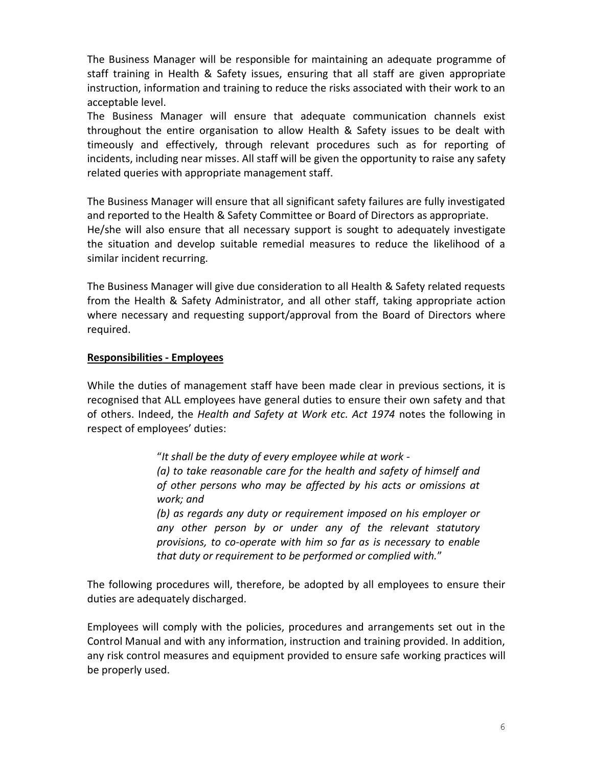The Business Manager will be responsible for maintaining an adequate programme of staff training in Health & Safety issues, ensuring that all staff are given appropriate instruction, information and training to reduce the risks associated with their work to an acceptable level.

The Business Manager will ensure that adequate communication channels exist throughout the entire organisation to allow Health & Safety issues to be dealt with timeously and effectively, through relevant procedures such as for reporting of incidents, including near misses. All staff will be given the opportunity to raise any safety related queries with appropriate management staff.

The Business Manager will ensure that all significant safety failures are fully investigated and reported to the Health & Safety Committee or Board of Directors as appropriate. He/she will also ensure that all necessary support is sought to adequately investigate the situation and develop suitable remedial measures to reduce the likelihood of a similar incident recurring.

The Business Manager will give due consideration to all Health & Safety related requests from the Health & Safety Administrator, and all other staff, taking appropriate action where necessary and requesting support/approval from the Board of Directors where required.

**Responsibilities - Employees**

While the duties of management staff have been made clear in previous sections, it is recognised that ALL employees have general duties to ensure their own safety and that of others. Indeed, the *Health and Safety at Work etc. Act 1974* notes the following in respect of employees' duties:

> "*It shall be the duty of every employee while at work -*
> *(a) to take reasonable care for the health and safety of himself and of other persons who may be affected by his acts or omissions at work; and*
> *(b) as regards any duty or requirement imposed on his employer or any other person by or under any of the relevant statutory provisions, to co-operate with him so far as is necessary to enable that duty or requirement to be performed or complied with.*"

The following procedures will, therefore, be adopted by all employees to ensure their duties are adequately discharged.

Employees will comply with the policies, procedures and arrangements set out in the Control Manual and with any information, instruction and training provided. In addition, any risk control measures and equipment provided to ensure safe working practices will be properly used.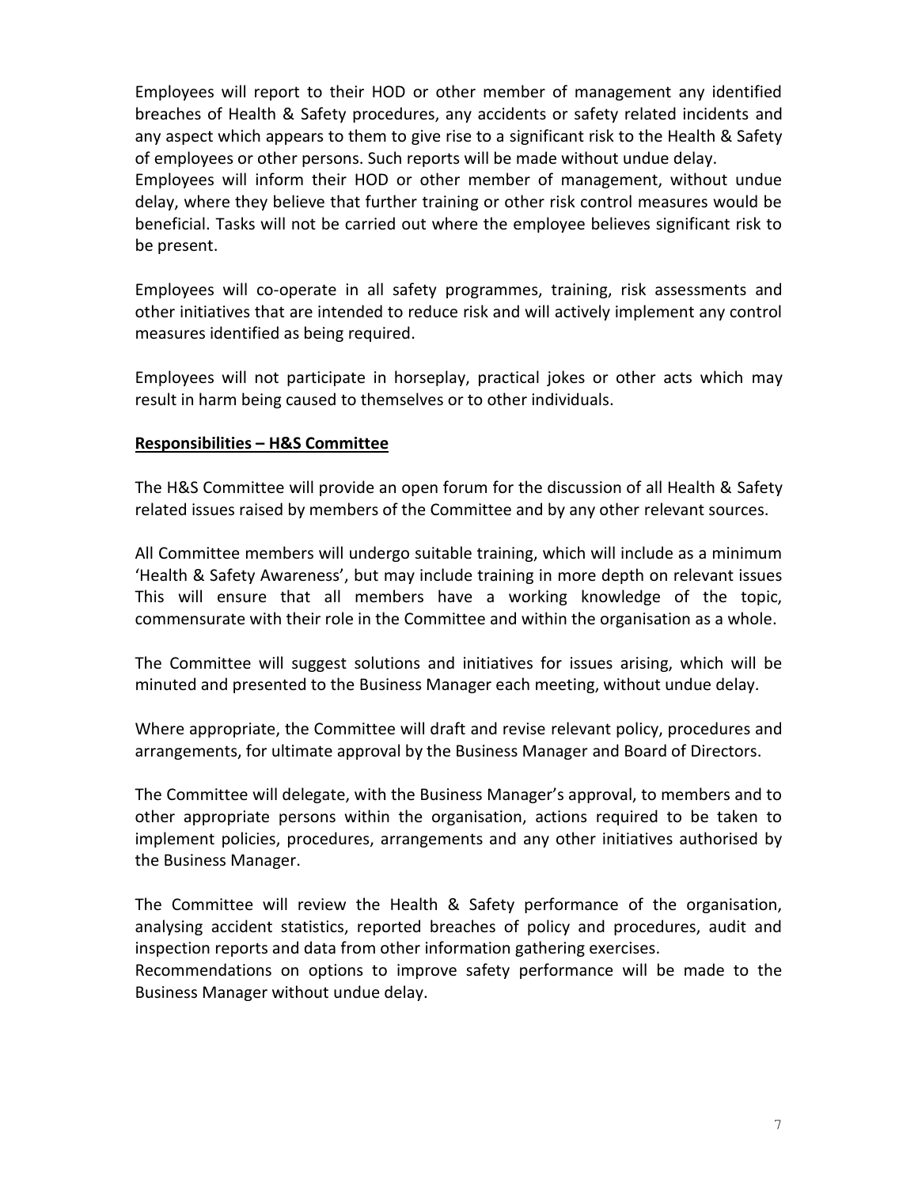Employees will report to their HOD or other member of management any identified breaches of Health & Safety procedures, any accidents or safety related incidents and any aspect which appears to them to give rise to a significant risk to the Health & Safety of employees or other persons. Such reports will be made without undue delay.
Employees will inform their HOD or other member of management, without undue delay, where they believe that further training or other risk control measures would be beneficial. Tasks will not be carried out where the employee believes significant risk to be present.

Employees will co-operate in all safety programmes, training, risk assessments and other initiatives that are intended to reduce risk and will actively implement any control measures identified as being required.

Employees will not participate in horseplay, practical jokes or other acts which may result in harm being caused to themselves or to other individuals.

**Responsibilities – H&S Committee**

The H&S Committee will provide an open forum for the discussion of all Health & Safety related issues raised by members of the Committee and by any other relevant sources.

All Committee members will undergo suitable training, which will include as a minimum 'Health & Safety Awareness', but may include training in more depth on relevant issues This will ensure that all members have a working knowledge of the topic, commensurate with their role in the Committee and within the organisation as a whole.

The Committee will suggest solutions and initiatives for issues arising, which will be minuted and presented to the Business Manager each meeting, without undue delay.

Where appropriate, the Committee will draft and revise relevant policy, procedures and arrangements, for ultimate approval by the Business Manager and Board of Directors.

The Committee will delegate, with the Business Manager's approval, to members and to other appropriate persons within the organisation, actions required to be taken to implement policies, procedures, arrangements and any other initiatives authorised by the Business Manager.

The Committee will review the Health & Safety performance of the organisation, analysing accident statistics, reported breaches of policy and procedures, audit and inspection reports and data from other information gathering exercises.
Recommendations on options to improve safety performance will be made to the Business Manager without undue delay.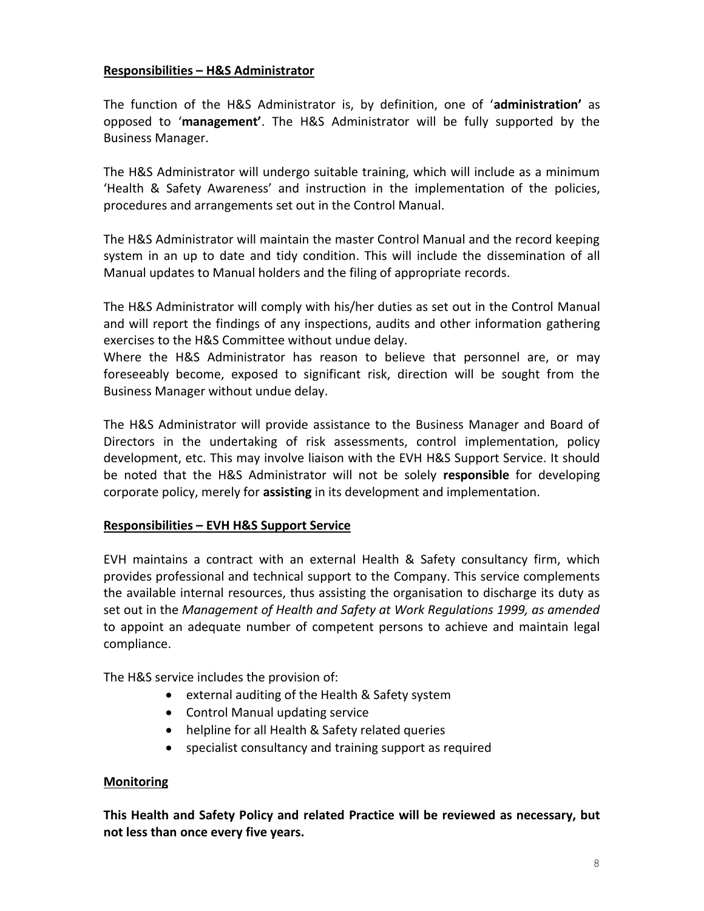## Responsibilities – H&S Administrator

The function of the H&S Administrator is, by definition, one of '**administration'** as opposed to '**management'**. The H&S Administrator will be fully supported by the Business Manager.

The H&S Administrator will undergo suitable training, which will include as a minimum 'Health & Safety Awareness' and instruction in the implementation of the policies, procedures and arrangements set out in the Control Manual.

The H&S Administrator will maintain the master Control Manual and the record keeping system in an up to date and tidy condition. This will include the dissemination of all Manual updates to Manual holders and the filing of appropriate records.

The H&S Administrator will comply with his/her duties as set out in the Control Manual and will report the findings of any inspections, audits and other information gathering exercises to the H&S Committee without undue delay.

Where the H&S Administrator has reason to believe that personnel are, or may foreseeably become, exposed to significant risk, direction will be sought from the Business Manager without undue delay.

The H&S Administrator will provide assistance to the Business Manager and Board of Directors in the undertaking of risk assessments, control implementation, policy development, etc. This may involve liaison with the EVH H&S Support Service. It should be noted that the H&S Administrator will not be solely **responsible** for developing corporate policy, merely for **assisting** in its development and implementation.

## Responsibilities – EVH H&S Support Service

EVH maintains a contract with an external Health & Safety consultancy firm, which provides professional and technical support to the Company. This service complements the available internal resources, thus assisting the organisation to discharge its duty as set out in the *Management of Health and Safety at Work Regulations 1999, as amended* to appoint an adequate number of competent persons to achieve and maintain legal compliance.

The H&S service includes the provision of:

- external auditing of the Health & Safety system
- Control Manual updating service
- helpline for all Health & Safety related queries
- specialist consultancy and training support as required

## Monitoring

**This Health and Safety Policy and related Practice will be reviewed as necessary, but not less than once every five years.**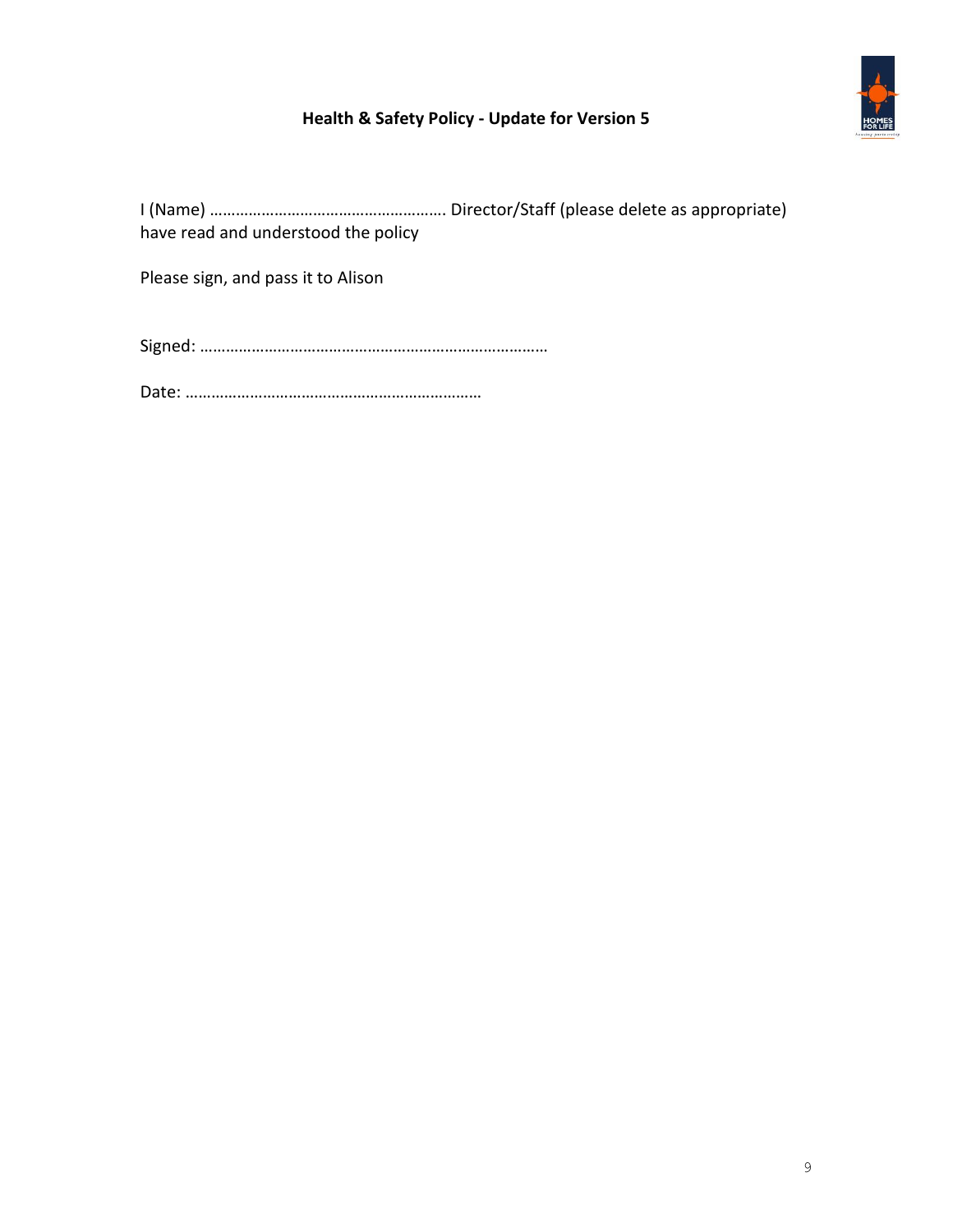**Health & Safety Policy - Update for Version 5**

I (Name) ………………………………………………. Director/Staff (please delete as appropriate) have read and understood the policy

Please sign, and pass it to Alison

Signed: ………………………………………………………………………

Date: ……………………………………………………………